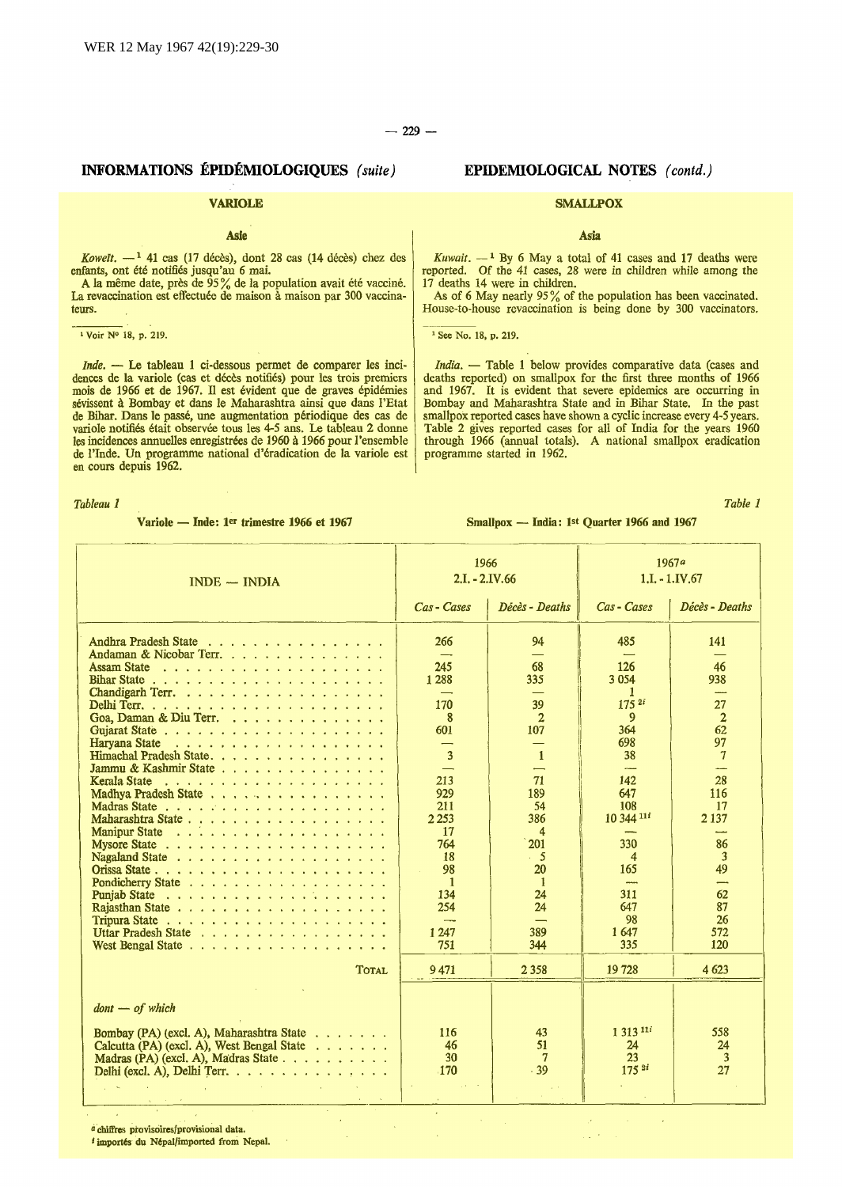# INFORMATIONS ÉPIDÉMIOLOGIQUES *(suite)*

# EPIDEMIOLOGICAL NOTES *(contd.)*

## VARIOLE

### Asie

*Koweït.* — [1] 41 cas (17 décès), dont 28 cas (14 décès) chez des enfants, ont été notifiés jusqu'au 6 mai.

A la même date, près de 95% de la population avait été vacciné. La revaccination est effectuée de maison à maison par 300 vaccinateurs.

[1] Voir No 18, p. 219.

*Inde.* — Le tableau 1 ci-dessous permet de comparer les incidences de la variole (cas et décès notifiés) pour les trois premiers mois de 1966 et de 1967. Il est évident que de graves épidémies sévissent à Bombay et dans le Maharashtra ainsi que dans l'Etat de Bihar. Dans le passé, une augmentation périodique des cas de variole notifiés était observée tous les 4-5 ans. Le tableau 2 donne les incidences annuelles enregistrées de 1960 à 1966 pour l'ensemble de l'Inde. Un programme national d'éradication de la variole est en cours depuis 1962.

## SMALLPOX

### Asia

*Kuwait.* — [1] By 6 May a total of 41 cases and 17 deaths were reported. Of the 41 cases, 28 were in children while among the 17 deaths 14 were in children.

As of 6 May nearly 95% of the population has been vaccinated. House-to-house revaccination is being done by 300 vaccinators.

[1] See No. 18, p. 219.

*India.* — Table 1 below provides comparative data (cases and deaths reported) on smallpox for the first three months of 1966 and 1967. It is evident that severe epidemics are occurring in Bombay and Maharashtra State and in Bihar State. In the past smallpox reported cases have shown a cyclic increase every 4-5 years. Table 2 gives reported cases for all of India for the years 1960 through 1966 (annual totals). A national smallpox eradication programme started in 1962.

*Tableau 1* — *Table 1*

**Variole — Inde: 1er trimestre 1966 et 1967** — **Smallpox — India: 1st Quarter 1966 and 1967**

| INDE — INDIA | 1966 2.I. - 2.IV.66 | | 1967[a] 1.I. - 1.IV.67 | |
|---|---|---|---|---|
| | *Cas - Cases* | *Décès - Deaths* | *Cas - Cases* | *Décès - Deaths* |
| Andhra Pradesh State | 266 | 94 | 485 | 141 |
| Andaman & Nicobar Terr. | — | — | — | — |
| Assam State | 245 | 68 | 126 | 46 |
| Bihar State | 1 288 | 335 | 3 054 | 938 |
| Chandigarh Terr. | — | — | 1 | — |
| Delhi Terr. | 170 | 39 | 175 [2i] | 27 |
| Goa, Daman & Diu Terr. | 8 | 2 | 9 | 2 |
| Gujarat State | 601 | 107 | 364 | 62 |
| Haryana State | — | — | 698 | 97 |
| Himachal Pradesh State | 3 | 1 | 38 | 7 |
| Jammu & Kashmir State | — | — | — | — |
| Kerala State | 213 | 71 | 142 | 28 |
| Madhya Pradesh State | 929 | 189 | 647 | 116 |
| Madras State | 211 | 54 | 108 | 17 |
| Maharashtra State | 2 253 | 386 | 10 344 [11i] | 2 137 |
| Manipur State | 17 | 4 | — | — |
| Mysore State | 764 | 201 | 330 | 86 |
| Nagaland State | 18 | 5 | 4 | 3 |
| Orissa State | 98 | 20 | 165 | 49 |
| Pondicherry State | 1 | 1 | — | — |
| Punjab State | 134 | 24 | 311 | 62 |
| Rajasthan State | 254 | 24 | 647 | 87 |
| Tripura State | — | — | 98 | 26 |
| Uttar Pradesh State | 1 247 | 389 | 1 647 | 572 |
| West Bengal State | 751 | 344 | 335 | 120 |
| TOTAL | 9 471 | 2 358 | 19 728 | 4 623 |
| *dont — of which* | | | | |
| Bombay (PA) (excl. A), Maharashtra State | 116 | 43 | 1 313 [11i] | 558 |
| Calcutta (PA) (excl. A), West Bengal State | 46 | 51 | 24 | 24 |
| Madras (PA) (excl. A), Madras State | 30 | 7 | 23 | 3 |
| Delhi (excl. A), Delhi Terr. | 170 | 39 | 175 [2i] | 27 |

[a] chiffres provisoires/provisional data.
[i] importés du Népal/imported from Nepal.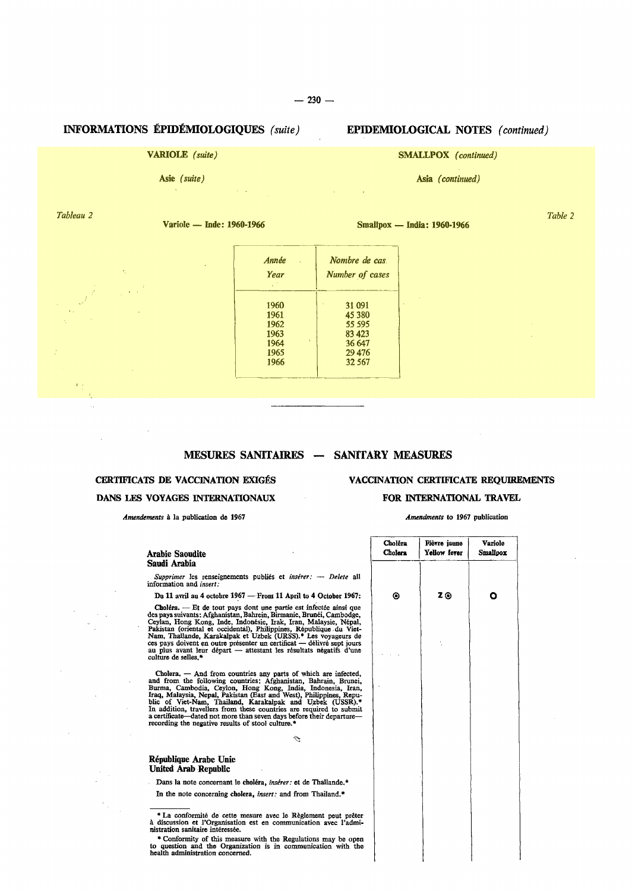## INFORMATIONS ÉPIDÉMIOLOGIQUES *(suite)* — EPIDEMIOLOGICAL NOTES *(continued)*

### VARIOLE *(suite)* — SMALLPOX *(continued)*

#### Asie *(suite)* — Asia *(continued)*

*Tableau 2* — *Table 2*

**Variole — Inde: 1960-1966** — **Smallpox — India: 1960-1966**

| *Année* / *Year* | *Nombre de cas* / *Number of cases* |
|---|---|
| 1960 | 31 091 |
| 1961 | 45 380 |
| 1962 | 55 595 |
| 1963 | 83 423 |
| 1964 | 36 647 |
| 1965 | 29 476 |
| 1966 | 32 567 |

---

## MESURES SANITAIRES — SANITARY MEASURES

### CERTIFICATS DE VACCINATION EXIGÉS DANS LES VOYAGES INTERNATIONAUX — VACCINATION CERTIFICATE REQUIREMENTS FOR INTERNATIONAL TRAVEL

*Amendements* à la publication de 1967 — *Amendments* to 1967 publication

| | Choléra / Cholera | Fièvre jaune / Yellow fever | Variole / Smallpox |
|---|---|---|---|
| **Arabie Saoudite / Saudi Arabia** — Du 11 avril au 4 octobre 1967 — From 11 April to 4 October 1967 | ⊙ | Z ⊙ | O |

**Arabie Saoudite**
**Saudi Arabia**

*Supprimer* les renseignements publiés et *insérer:* — *Delete* all information and *insert:*

**Du 11 avril au 4 octobre 1967 — From 11 April to 4 October 1967:**

**Choléra.** — Et de tout pays dont une partie est infectée ainsi que des pays suivants: Afghanistan, Bahrein, Birmanie, Brunéi, Cambodge, Ceylan, Hong Kong, Inde, Indonésie, Irak, Iran, Malaysie, Népal, Pakistan (oriental et occidental), Philippines, République du Viet-Nam, Thaïlande, Karakalpak et Uzbek (URSS).* Les voyageurs de ces pays doivent en outre présenter un certificat — délivré sept jours au plus avant leur départ — attestant les résultats négatifs d'une culture de selles.*

**Cholera.** — And from countries any parts of which are infected, and from the following countries: Afghanistan, Bahrain, Brunei, Burma, Cambodia, Ceylon, Hong Kong, India, Indonesia, Iran, Iraq, Malaysia, Nepal, Pakistan (East and West), Philippines, Republic of Viet-Nam, Thailand, Karakalpak and Uzbek (USSR).* In addition, travellers from these countries are required to submit a certificate—dated not more than seven days before their departure—recording the negative results of stool culture.*

**République Arabe Unie**
**United Arab Republic**

Dans la note concernant le **choléra**, *insérer:* et de Thaïlande.*

In the note concerning **cholera**, *insert:* and from Thailand.*

---

* La conformité de cette mesure avec le Règlement peut prêter à discussion et l'Organisation est en communication avec l'administration sanitaire intéressée.

* Conformity of this measure with the Regulations may be open to question and the Organization is in communication with the health administration concerned.